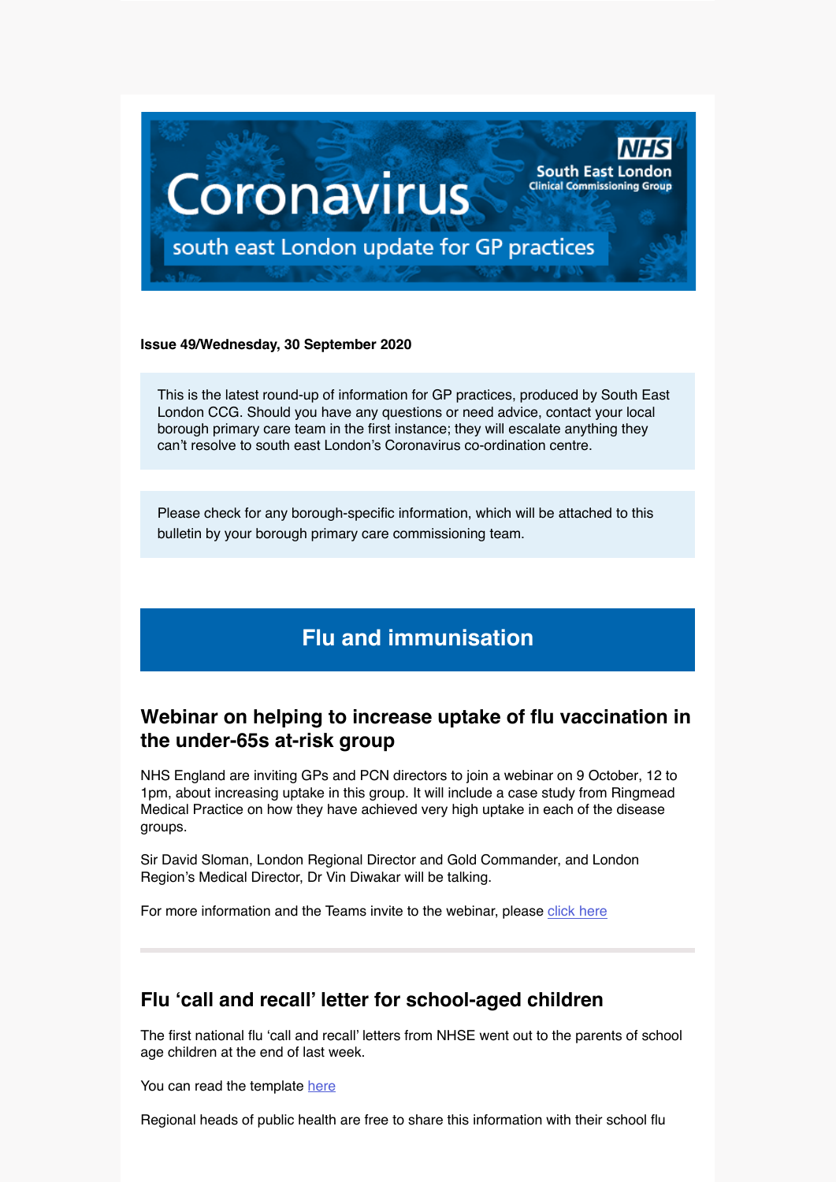**Issue 49/Wednesday, 30 September 2020**

This is the latest round-up of information for GP practices, produced by South East London CCG. Should you have any questions or need advice, contact your local borough primary care team in the first instance; they will escalate anything they can't resolve to south east London's Coronavirus co-ordination centre.

Please check for any borough-specific information, which will be attached to this bulletin by your borough primary care commissioning team.

# Flu and immunisation

## Webinar on helping to increase uptake of flu vaccination in the under-65s at-risk group

NHS England are inviting GPs and PCN directors to join a webinar on 9 October, 12 to 1pm, about increasing uptake in this group. It will include a case study from Ringmead Medical Practice on how they have achieved very high uptake in each of the disease groups.

Sir David Sloman, London Regional Director and Gold Commander, and London Region's Medical Director, Dr Vin Diwakar will be talking.

For more information and the Teams invite to the webinar, please click here

---

## Flu 'call and recall' letter for school-aged children

The first national flu 'call and recall' letters from NHSE went out to the parents of school age children at the end of last week.

You can read the template here

Regional heads of public health are free to share this information with their school flu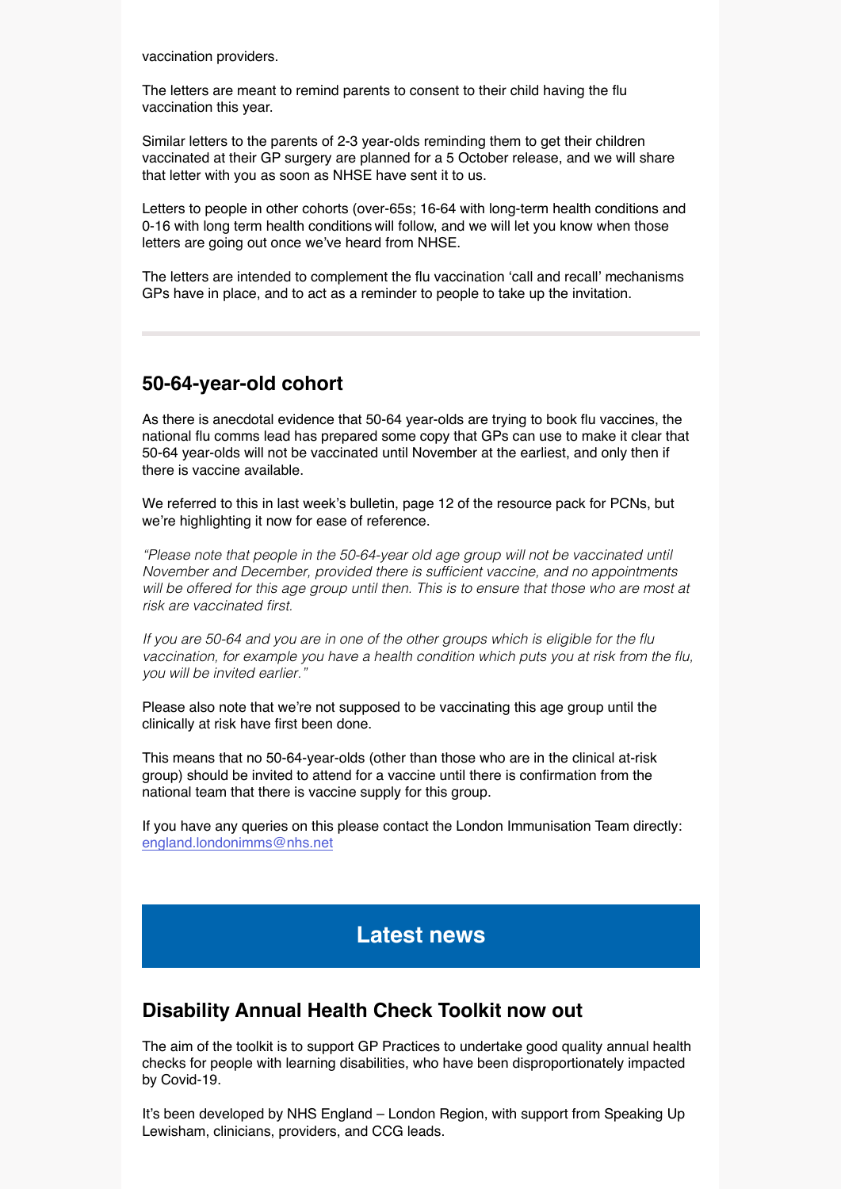vaccination providers.

The letters are meant to remind parents to consent to their child having the flu vaccination this year.

Similar letters to the parents of 2-3 year-olds reminding them to get their children vaccinated at their GP surgery are planned for a 5 October release, and we will share that letter with you as soon as NHSE have sent it to us.

Letters to people in other cohorts (over-65s; 16-64 with long-term health conditions and 0-16 with long term health conditions will follow, and we will let you know when those letters are going out once we've heard from NHSE.

The letters are intended to complement the flu vaccination 'call and recall' mechanisms GPs have in place, and to act as a reminder to people to take up the invitation.

---

## 50-64-year-old cohort

As there is anecdotal evidence that 50-64 year-olds are trying to book flu vaccines, the national flu comms lead has prepared some copy that GPs can use to make it clear that 50-64 year-olds will not be vaccinated until November at the earliest, and only then if there is vaccine available.

We referred to this in last week's bulletin, page 12 of the resource pack for PCNs, but we're highlighting it now for ease of reference.

*"Please note that people in the 50-64-year old age group will not be vaccinated until November and December, provided there is sufficient vaccine, and no appointments will be offered for this age group until then. This is to ensure that those who are most at risk are vaccinated first.*

*If you are 50-64 and you are in one of the other groups which is eligible for the flu vaccination, for example you have a health condition which puts you at risk from the flu, you will be invited earlier."*

Please also note that we're not supposed to be vaccinating this age group until the clinically at risk have first been done.

This means that no 50-64-year-olds (other than those who are in the clinical at-risk group) should be invited to attend for a vaccine until there is confirmation from the national team that there is vaccine supply for this group.

If you have any queries on this please contact the London Immunisation Team directly: england.londonimms@nhs.net

## Latest news

## Disability Annual Health Check Toolkit now out

The aim of the toolkit is to support GP Practices to undertake good quality annual health checks for people with learning disabilities, who have been disproportionately impacted by Covid-19.

It's been developed by NHS England – London Region, with support from Speaking Up Lewisham, clinicians, providers, and CCG leads.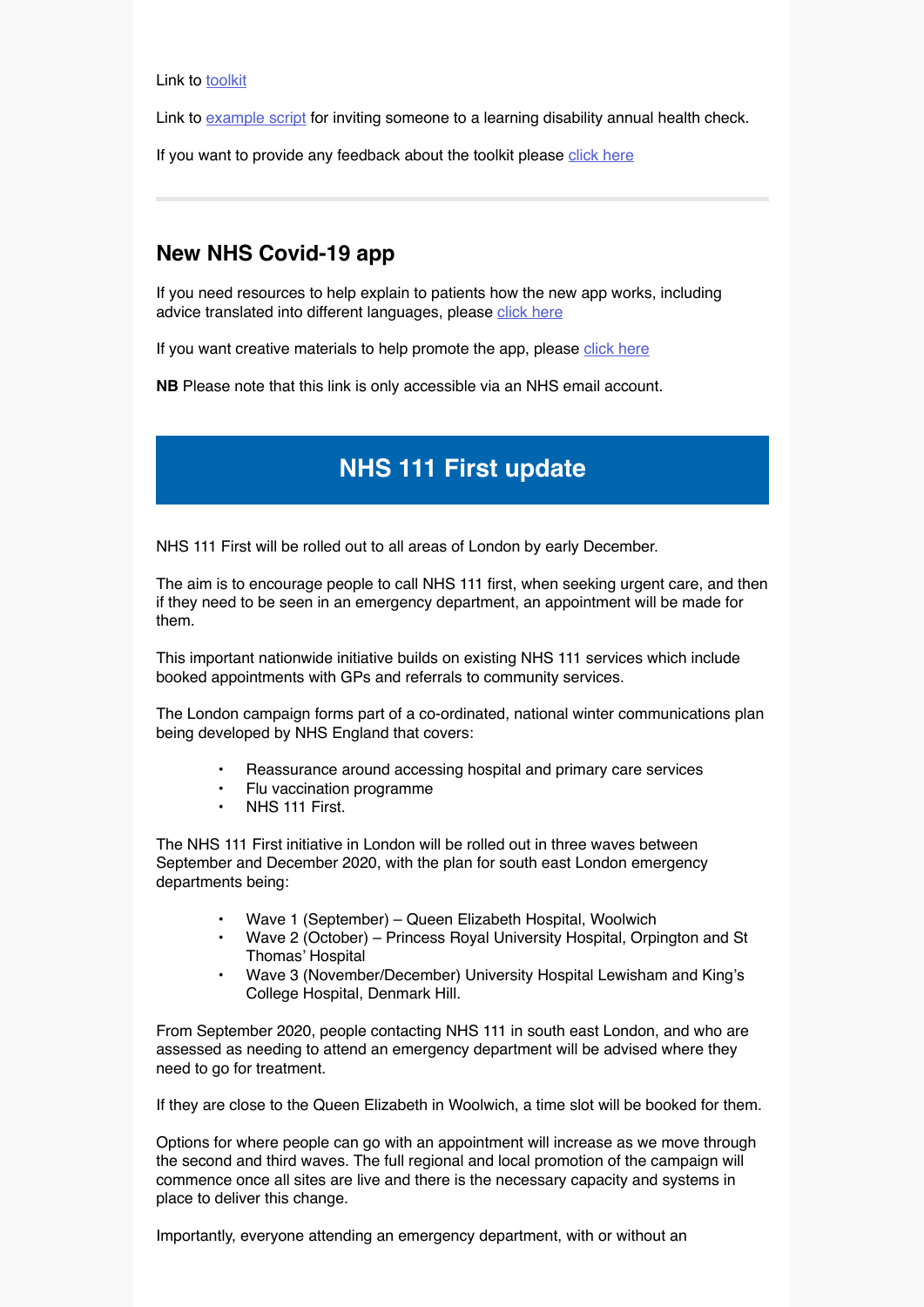Link to [toolkit]

Link to [example script] for inviting someone to a learning disability annual health check.

If you want to provide any feedback about the toolkit please [click here]

---

## New NHS Covid-19 app

If you need resources to help explain to patients how the new app works, including advice translated into different languages, please [click here]

If you want creative materials to help promote the app, please [click here]

**NB** Please note that this link is only accessible via an NHS email account.

# NHS 111 First update

NHS 111 First will be rolled out to all areas of London by early December.

The aim is to encourage people to call NHS 111 first, when seeking urgent care, and then if they need to be seen in an emergency department, an appointment will be made for them.

This important nationwide initiative builds on existing NHS 111 services which include booked appointments with GPs and referrals to community services.

The London campaign forms part of a co-ordinated, national winter communications plan being developed by NHS England that covers:

- Reassurance around accessing hospital and primary care services
- Flu vaccination programme
- NHS 111 First.

The NHS 111 First initiative in London will be rolled out in three waves between September and December 2020, with the plan for south east London emergency departments being:

- Wave 1 (September) – Queen Elizabeth Hospital, Woolwich
- Wave 2 (October) – Princess Royal University Hospital, Orpington and St Thomas' Hospital
- Wave 3 (November/December) University Hospital Lewisham and King's College Hospital, Denmark Hill.

From September 2020, people contacting NHS 111 in south east London, and who are assessed as needing to attend an emergency department will be advised where they need to go for treatment.

If they are close to the Queen Elizabeth in Woolwich, a time slot will be booked for them.

Options for where people can go with an appointment will increase as we move through the second and third waves. The full regional and local promotion of the campaign will commence once all sites are live and there is the necessary capacity and systems in place to deliver this change.

Importantly, everyone attending an emergency department, with or without an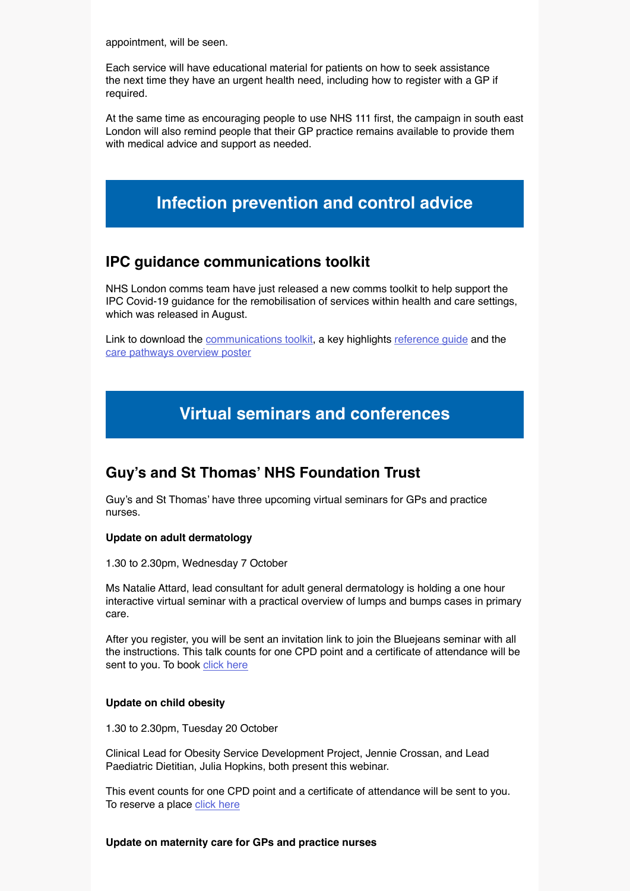appointment, will be seen.

Each service will have educational material for patients on how to seek assistance the next time they have an urgent health need, including how to register with a GP if required.

At the same time as encouraging people to use NHS 111 first, the campaign in south east London will also remind people that their GP practice remains available to provide them with medical advice and support as needed.

## Infection prevention and control advice

### IPC guidance communications toolkit

NHS London comms team have just released a new comms toolkit to help support the IPC Covid-19 guidance for the remobilisation of services within health and care settings, which was released in August.

Link to download the communications toolkit, a key highlights reference guide and the care pathways overview poster

## Virtual seminars and conferences

### Guy's and St Thomas' NHS Foundation Trust

Guy's and St Thomas' have three upcoming virtual seminars for GPs and practice nurses.

**Update on adult dermatology**

1.30 to 2.30pm, Wednesday 7 October

Ms Natalie Attard, lead consultant for adult general dermatology is holding a one hour interactive virtual seminar with a practical overview of lumps and bumps cases in primary care.

After you register, you will be sent an invitation link to join the Bluejeans seminar with all the instructions. This talk counts for one CPD point and a certificate of attendance will be sent to you. To book click here

**Update on child obesity**

1.30 to 2.30pm, Tuesday 20 October

Clinical Lead for Obesity Service Development Project, Jennie Crossan, and Lead Paediatric Dietitian, Julia Hopkins, both present this webinar.

This event counts for one CPD point and a certificate of attendance will be sent to you. To reserve a place click here

**Update on maternity care for GPs and practice nurses**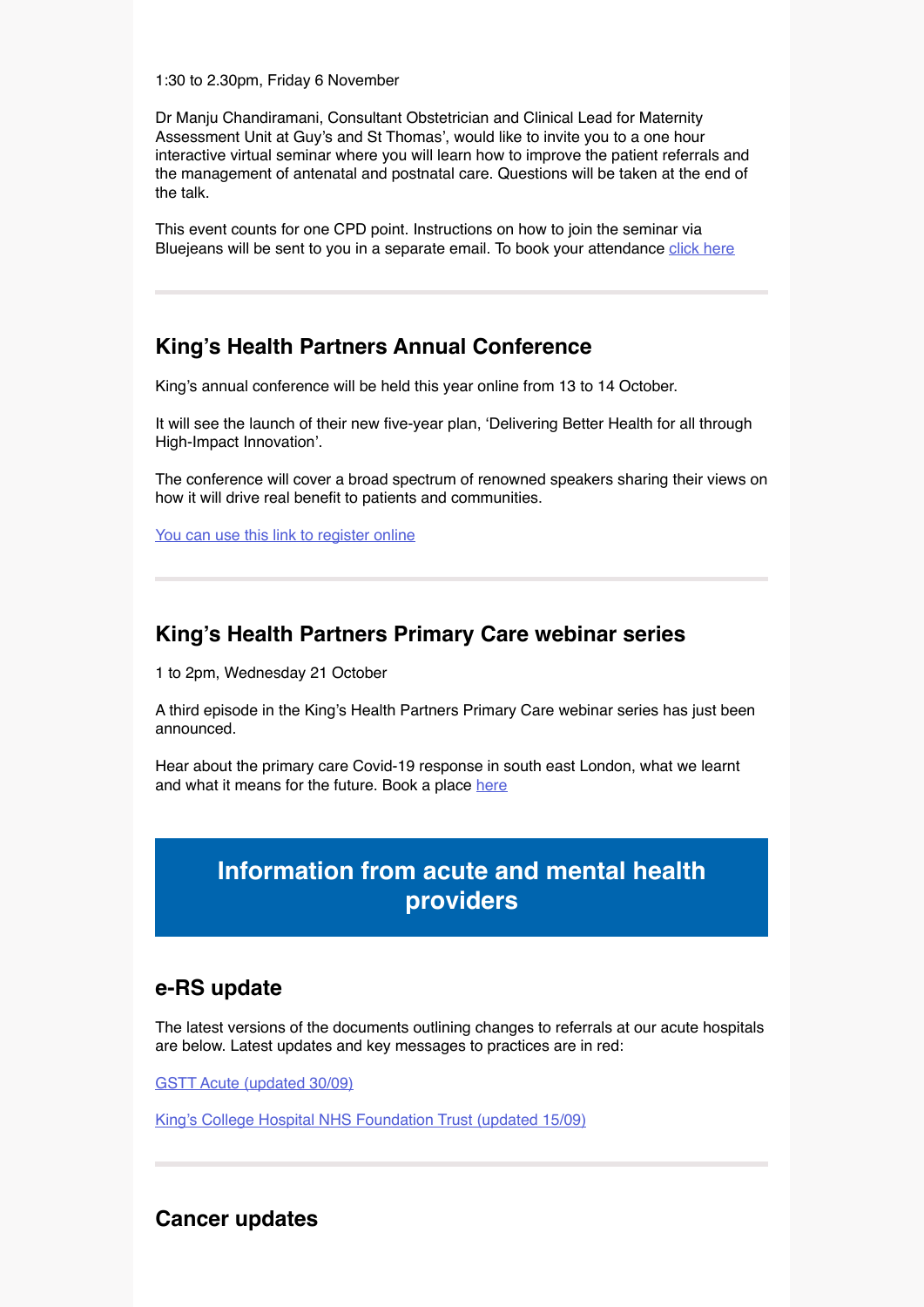1:30 to 2.30pm, Friday 6 November

Dr Manju Chandiramani, Consultant Obstetrician and Clinical Lead for Maternity Assessment Unit at Guy's and St Thomas', would like to invite you to a one hour interactive virtual seminar where you will learn how to improve the patient referrals and the management of antenatal and postnatal care. Questions will be taken at the end of the talk.

This event counts for one CPD point. Instructions on how to join the seminar via Bluejeans will be sent to you in a separate email. To book your attendance click here

---

## King's Health Partners Annual Conference

King's annual conference will be held this year online from 13 to 14 October.

It will see the launch of their new five-year plan, 'Delivering Better Health for all through High-Impact Innovation'.

The conference will cover a broad spectrum of renowned speakers sharing their views on how it will drive real benefit to patients and communities.

You can use this link to register online

---

## King's Health Partners Primary Care webinar series

1 to 2pm, Wednesday 21 October

A third episode in the King's Health Partners Primary Care webinar series has just been announced.

Hear about the primary care Covid-19 response in south east London, what we learnt and what it means for the future. Book a place here

# Information from acute and mental health providers

## e-RS update

The latest versions of the documents outlining changes to referrals at our acute hospitals are below. Latest updates and key messages to practices are in red:

GSTT Acute (updated 30/09)

King's College Hospital NHS Foundation Trust (updated 15/09)

---

## Cancer updates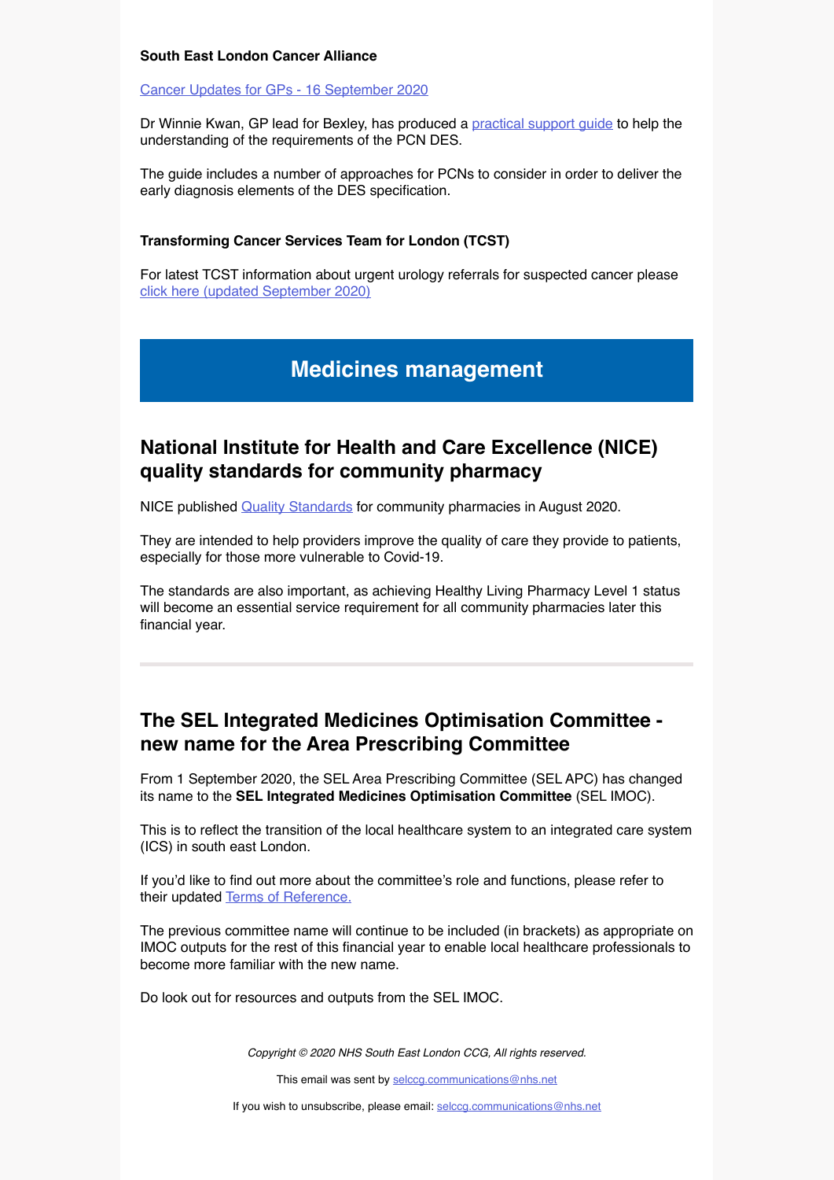**South East London Cancer Alliance**

[Cancer Updates for GPs - 16 September 2020]

Dr Winnie Kwan, GP lead for Bexley, has produced a [practical support guide] to help the understanding of the requirements of the PCN DES.

The guide includes a number of approaches for PCNs to consider in order to deliver the early diagnosis elements of the DES specification.

**Transforming Cancer Services Team for London (TCST)**

For latest TCST information about urgent urology referrals for suspected cancer please [click here (updated September 2020)]

# Medicines management

## National Institute for Health and Care Excellence (NICE) quality standards for community pharmacy

NICE published [Quality Standards] for community pharmacies in August 2020.

They are intended to help providers improve the quality of care they provide to patients, especially for those more vulnerable to Covid-19.

The standards are also important, as achieving Healthy Living Pharmacy Level 1 status will become an essential service requirement for all community pharmacies later this financial year.

---

## The SEL Integrated Medicines Optimisation Committee - new name for the Area Prescribing Committee

From 1 September 2020, the SEL Area Prescribing Committee (SEL APC) has changed its name to the **SEL Integrated Medicines Optimisation Committee** (SEL IMOC).

This is to reflect the transition of the local healthcare system to an integrated care system (ICS) in south east London.

If you'd like to find out more about the committee's role and functions, please refer to their updated [Terms of Reference.]

The previous committee name will continue to be included (in brackets) as appropriate on IMOC outputs for the rest of this financial year to enable local healthcare professionals to become more familiar with the new name.

Do look out for resources and outputs from the SEL IMOC.

*Copyright © 2020 NHS South East London CCG, All rights reserved.*

This email was sent by selccg.communications@nhs.net

If you wish to unsubscribe, please email: selccg.communications@nhs.net